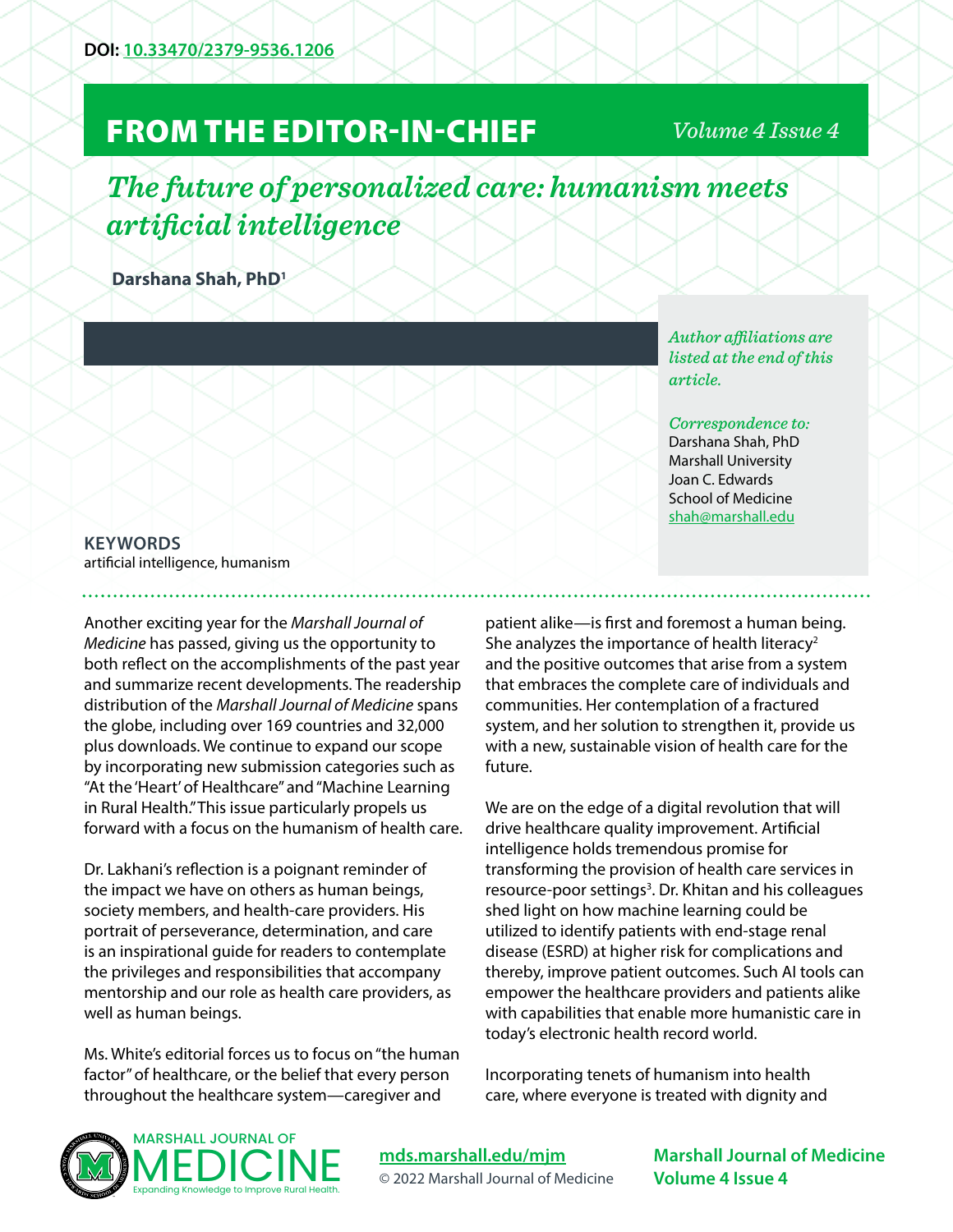DOI: [10.33470/2379-9536.1206](https://doi.org/10.33470/2379-9536.1206)

# FROM THE EDITOR-IN-CHIEF

## *The future of personalized care: humanism meets artificial intelligence*

**Darshana Shah, PhD[1]**

*Author affiliations are listed at the end of this article.*

*Correspondence to:*
Darshana Shah, PhD
Marshall University
Joan C. Edwards
School of Medicine
shah@marshall.edu

**KEYWORDS**
artificial intelligence, humanism

Another exciting year for the *Marshall Journal of Medicine* has passed, giving us the opportunity to both reflect on the accomplishments of the past year and summarize recent developments. The readership distribution of the *Marshall Journal of Medicine* spans the globe, including over 169 countries and 32,000 plus downloads. We continue to expand our scope by incorporating new submission categories such as "At the 'Heart' of Healthcare" and "Machine Learning in Rural Health." This issue particularly propels us forward with a focus on the humanism of health care.

Dr. Lakhani's reflection is a poignant reminder of the impact we have on others as human beings, society members, and health-care providers. His portrait of perseverance, determination, and care is an inspirational guide for readers to contemplate the privileges and responsibilities that accompany mentorship and our role as health care providers, as well as human beings.

Ms. White's editorial forces us to focus on "the human factor" of healthcare, or the belief that every person throughout the healthcare system—caregiver and patient alike—is first and foremost a human being. She analyzes the importance of health literacy[2] and the positive outcomes that arise from a system that embraces the complete care of individuals and communities. Her contemplation of a fractured system, and her solution to strengthen it, provide us with a new, sustainable vision of health care for the future.

We are on the edge of a digital revolution that will drive healthcare quality improvement. Artificial intelligence holds tremendous promise for transforming the provision of health care services in resource-poor settings[3]. Dr. Khitan and his colleagues shed light on how machine learning could be utilized to identify patients with end-stage renal disease (ESRD) at higher risk for complications and thereby, improve patient outcomes. Such AI tools can empower the healthcare providers and patients alike with capabilities that enable more humanistic care in today's electronic health record world.

Incorporating tenets of humanism into health care, where everyone is treated with dignity and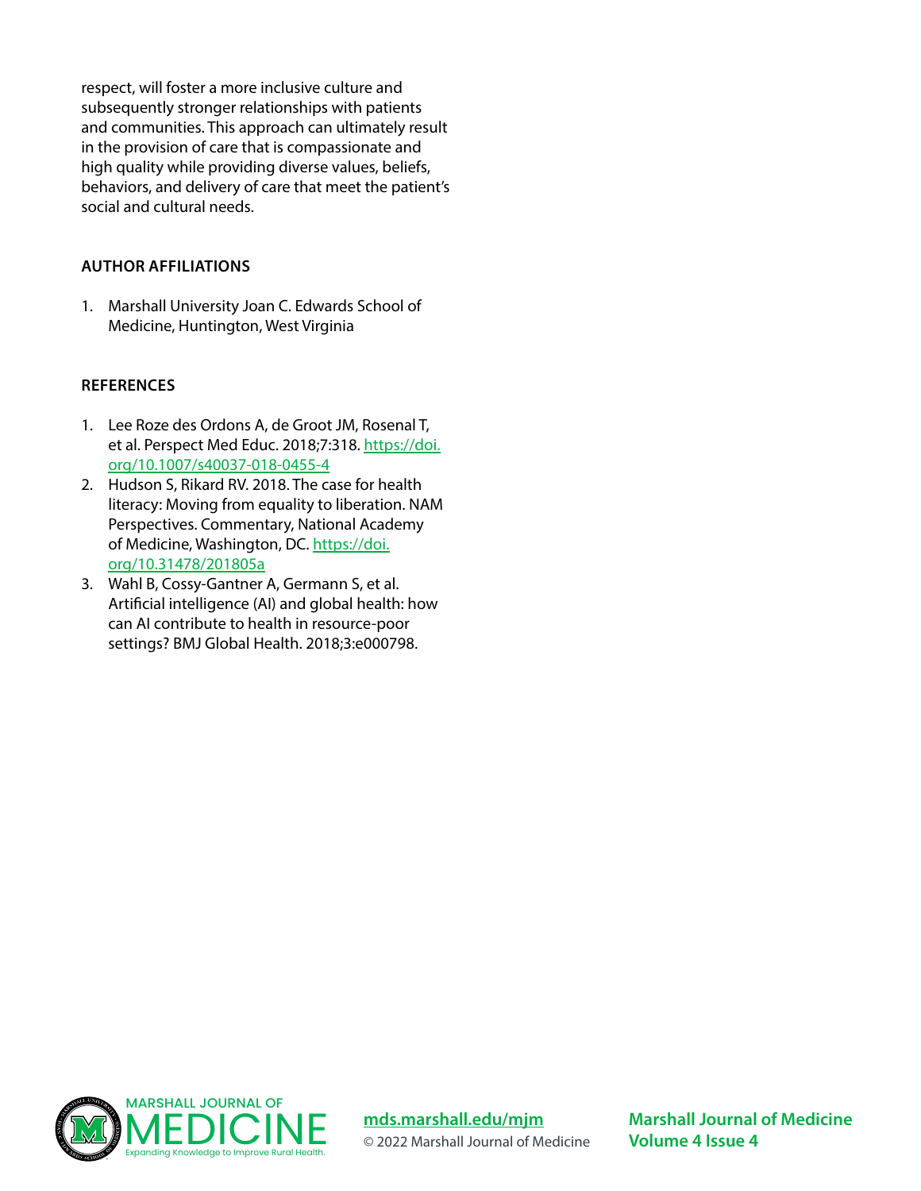respect, will foster a more inclusive culture and subsequently stronger relationships with patients and communities. This approach can ultimately result in the provision of care that is compassionate and high quality while providing diverse values, beliefs, behaviors, and delivery of care that meet the patient's social and cultural needs.

**AUTHOR AFFILIATIONS**

1. Marshall University Joan C. Edwards School of Medicine, Huntington, West Virginia

**REFERENCES**

1. Lee Roze des Ordons A, de Groot JM, Rosenal T, et al. Perspect Med Educ. 2018;7:318. https://doi.org/10.1007/s40037-018-0455-4
2. Hudson S, Rikard RV. 2018. The case for health literacy: Moving from equality to liberation. NAM Perspectives. Commentary, National Academy of Medicine, Washington, DC. https://doi.org/10.31478/201805a
3. Wahl B, Cossy-Gantner A, Germann S, et al. Artificial intelligence (AI) and global health: how can AI contribute to health in resource-poor settings? BMJ Global Health. 2018;3:e000798.